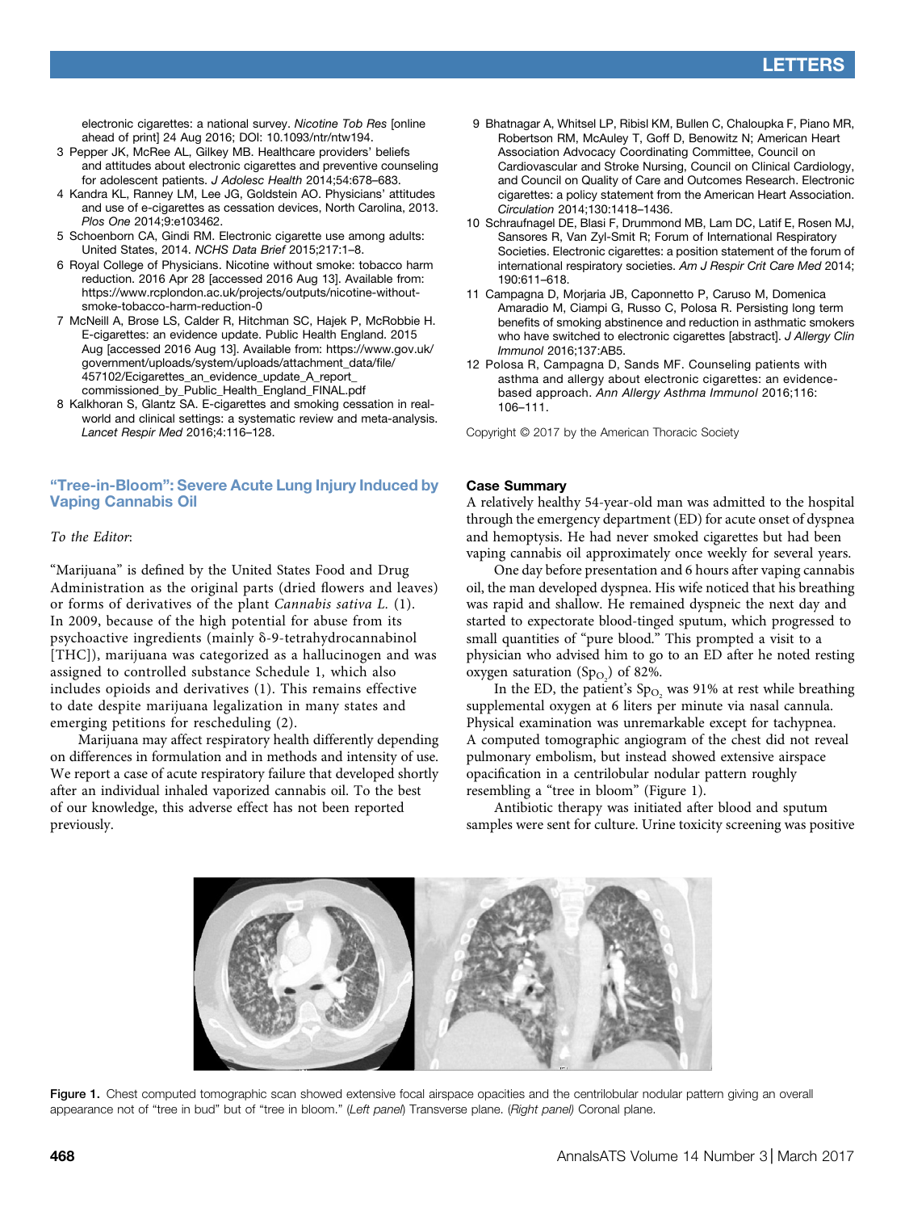electronic cigarettes: a national survey. *Nicotine Tob Res* [online ahead of print] 24 Aug 2016; DOI: 10.1093/ntr/ntw194.

3 Pepper JK, McRee AL, Gilkey MB. Healthcare providers' beliefs and attitudes about electronic cigarettes and preventive counseling for adolescent patients. *J Adolesc Health* 2014;54:678–683.

4 Kandra KL, Ranney LM, Lee JG, Goldstein AO. Physicians' attitudes and use of e-cigarettes as cessation devices, North Carolina, 2013. *Plos One* 2014;9:e103462.

5 Schoenborn CA, Gindi RM. Electronic cigarette use among adults: United States, 2014. *NCHS Data Brief* 2015;217:1–8.

6 Royal College of Physicians. Nicotine without smoke: tobacco harm reduction. 2016 Apr 28 [accessed 2016 Aug 13]. Available from: https://www.rcplondon.ac.uk/projects/outputs/nicotine-without-smoke-tobacco-harm-reduction-0

7 McNeill A, Brose LS, Calder R, Hitchman SC, Hajek P, McRobbie H. E-cigarettes: an evidence update. Public Health England. 2015 Aug [accessed 2016 Aug 13]. Available from: https://www.gov.uk/government/uploads/system/uploads/attachment_data/file/457102/Ecigarettes_an_evidence_update_A_report_commissioned_by_Public_Health_England_FINAL.pdf

8 Kalkhoran S, Glantz SA. E-cigarettes and smoking cessation in real-world and clinical settings: a systematic review and meta-analysis. *Lancet Respir Med* 2016;4:116–128.

9 Bhatnagar A, Whitsel LP, Ribisl KM, Bullen C, Chaloupka F, Piano MR, Robertson RM, McAuley T, Goff D, Benowitz N; American Heart Association Advocacy Coordinating Committee, Council on Cardiovascular and Stroke Nursing, Council on Clinical Cardiology, and Council on Quality of Care and Outcomes Research. Electronic cigarettes: a policy statement from the American Heart Association. *Circulation* 2014;130:1418–1436.

10 Schraufnagel DE, Blasi F, Drummond MB, Lam DC, Latif E, Rosen MJ, Sansores R, Van Zyl-Smit R; Forum of International Respiratory Societies. Electronic cigarettes: a position statement of the forum of international respiratory societies. *Am J Respir Crit Care Med* 2014; 190:611–618.

11 Campagna D, Morjaria JB, Caponnetto P, Caruso M, Domenica Amaradio M, Ciampi G, Russo C, Polosa R. Persisting long term benefits of smoking abstinence and reduction in asthmatic smokers who have switched to electronic cigarettes [abstract]. *J Allergy Clin Immunol* 2016;137:AB5.

12 Polosa R, Campagna D, Sands MF. Counseling patients with asthma and allergy about electronic cigarettes: an evidence-based approach. *Ann Allergy Asthma Immunol* 2016;116: 106–111.

Copyright © 2017 by the American Thoracic Society

## "Tree-in-Bloom": Severe Acute Lung Injury Induced by Vaping Cannabis Oil

*To the Editor*:

"Marijuana" is defined by the United States Food and Drug Administration as the original parts (dried flowers and leaves) or forms of derivatives of the plant *Cannabis sativa L.* (1). In 2009, because of the high potential for abuse from its psychoactive ingredients (mainly δ-9-tetrahydrocannabinol [THC]), marijuana was categorized as a hallucinogen and was assigned to controlled substance Schedule 1, which also includes opioids and derivatives (1). This remains effective to date despite marijuana legalization in many states and emerging petitions for rescheduling (2).

Marijuana may affect respiratory health differently depending on differences in formulation and in methods and intensity of use. We report a case of acute respiratory failure that developed shortly after an individual inhaled vaporized cannabis oil. To the best of our knowledge, this adverse effect has not been reported previously.

### Case Summary

A relatively healthy 54-year-old man was admitted to the hospital through the emergency department (ED) for acute onset of dyspnea and hemoptysis. He had never smoked cigarettes but had been vaping cannabis oil approximately once weekly for several years.

One day before presentation and 6 hours after vaping cannabis oil, the man developed dyspnea. His wife noticed that his breathing was rapid and shallow. He remained dyspneic the next day and started to expectorate blood-tinged sputum, which progressed to small quantities of "pure blood." This prompted a visit to a physician who advised him to go to an ED after he noted resting oxygen saturation ($Sp_{O_2}$) of 82%.

In the ED, the patient's $Sp_{O_2}$ was 91% at rest while breathing supplemental oxygen at 6 liters per minute via nasal cannula. Physical examination was unremarkable except for tachypnea. A computed tomographic angiogram of the chest did not reveal pulmonary embolism, but instead showed extensive airspace opacification in a centrilobular nodular pattern roughly resembling a "tree in bloom" (Figure 1).

Antibiotic therapy was initiated after blood and sputum samples were sent for culture. Urine toxicity screening was positive

**Figure 1.** Chest computed tomographic scan showed extensive focal airspace opacities and the centrilobular nodular pattern giving an overall appearance not of "tree in bud" but of "tree in bloom." (*Left panel*) Transverse plane. (*Right panel*) Coronal plane.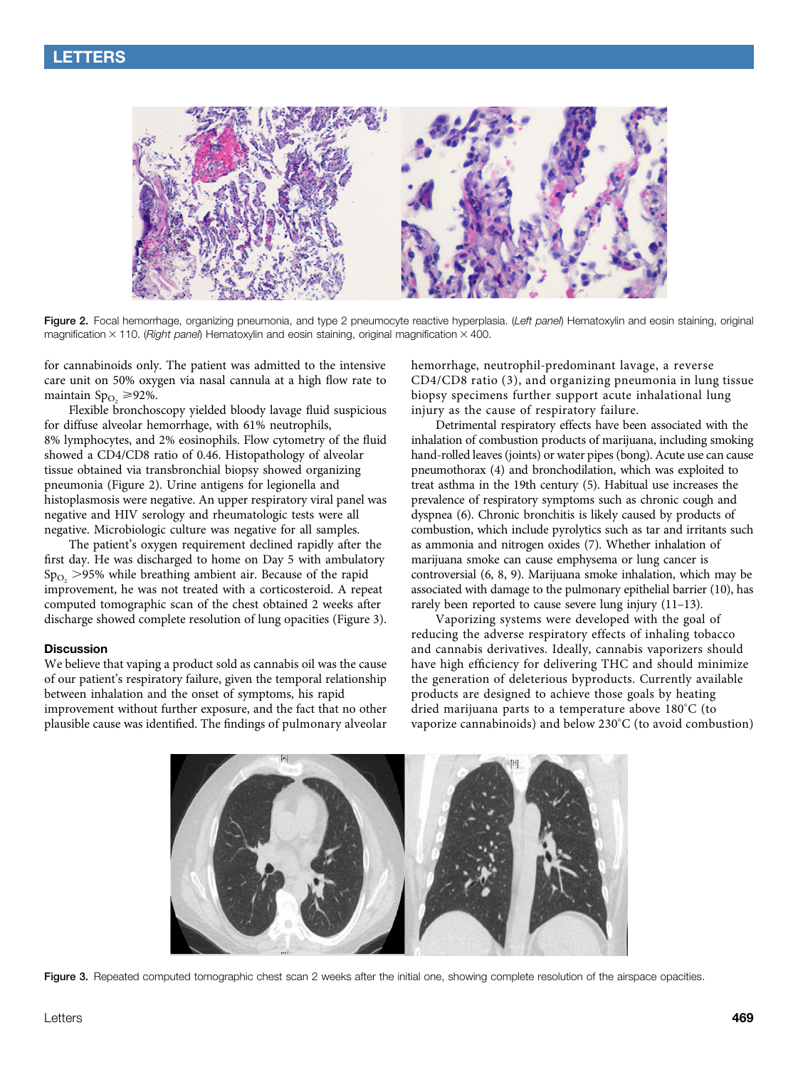Figure 2. Focal hemorrhage, organizing pneumonia, and type 2 pneumocyte reactive hyperplasia. (*Left panel*) Hematoxylin and eosin staining, original magnification × 110. (*Right panel*) Hematoxylin and eosin staining, original magnification × 400.

for cannabinoids only. The patient was admitted to the intensive care unit on 50% oxygen via nasal cannula at a high flow rate to maintain $Sp_{O_2} \geqslant 92\%$.

Flexible bronchoscopy yielded bloody lavage fluid suspicious for diffuse alveolar hemorrhage, with 61% neutrophils, 8% lymphocytes, and 2% eosinophils. Flow cytometry of the fluid showed a CD4/CD8 ratio of 0.46. Histopathology of alveolar tissue obtained via transbronchial biopsy showed organizing pneumonia (Figure 2). Urine antigens for legionella and histoplasmosis were negative. An upper respiratory viral panel was negative and HIV serology and rheumatologic tests were all negative. Microbiologic culture was negative for all samples.

The patient's oxygen requirement declined rapidly after the first day. He was discharged to home on Day 5 with ambulatory $Sp_{O_2} > 95\%$ while breathing ambient air. Because of the rapid improvement, he was not treated with a corticosteroid. A repeat computed tomographic scan of the chest obtained 2 weeks after discharge showed complete resolution of lung opacities (Figure 3).

### Discussion

We believe that vaping a product sold as cannabis oil was the cause of our patient's respiratory failure, given the temporal relationship between inhalation and the onset of symptoms, his rapid improvement without further exposure, and the fact that no other plausible cause was identified. The findings of pulmonary alveolar hemorrhage, neutrophil-predominant lavage, a reverse CD4/CD8 ratio (3), and organizing pneumonia in lung tissue biopsy specimens further support acute inhalational lung injury as the cause of respiratory failure.

Detrimental respiratory effects have been associated with the inhalation of combustion products of marijuana, including smoking hand-rolled leaves (joints) or water pipes (bong). Acute use can cause pneumothorax (4) and bronchodilation, which was exploited to treat asthma in the 19th century (5). Habitual use increases the prevalence of respiratory symptoms such as chronic cough and dyspnea (6). Chronic bronchitis is likely caused by products of combustion, which include pyrolytics such as tar and irritants such as ammonia and nitrogen oxides (7). Whether inhalation of marijuana smoke can cause emphysema or lung cancer is controversial (6, 8, 9). Marijuana smoke inhalation, which may be associated with damage to the pulmonary epithelial barrier (10), has rarely been reported to cause severe lung injury (11–13).

Vaporizing systems were developed with the goal of reducing the adverse respiratory effects of inhaling tobacco and cannabis derivatives. Ideally, cannabis vaporizers should have high efficiency for delivering THC and should minimize the generation of deleterious byproducts. Currently available products are designed to achieve those goals by heating dried marijuana parts to a temperature above 180°C (to vaporize cannabinoids) and below 230°C (to avoid combustion)

Figure 3. Repeated computed tomographic chest scan 2 weeks after the initial one, showing complete resolution of the airspace opacities.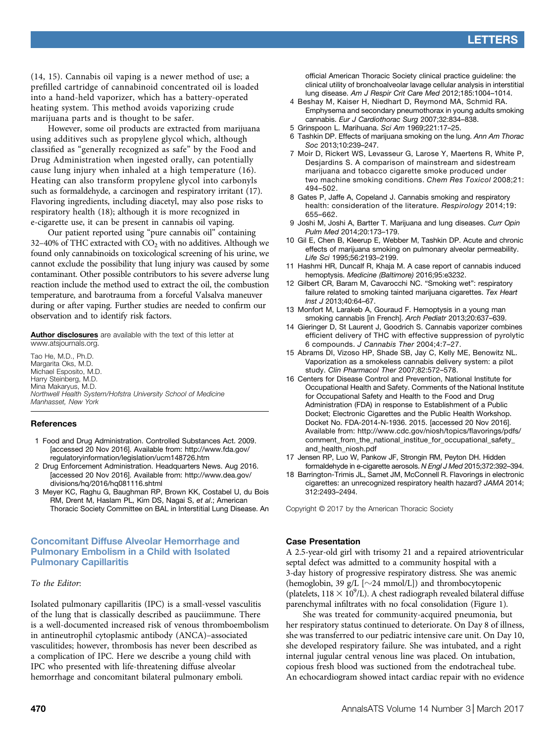(14, 15). Cannabis oil vaping is a newer method of use; a prefilled cartridge of cannabinoid concentrated oil is loaded into a hand-held vaporizer, which has a battery-operated heating system. This method avoids vaporizing crude marijuana parts and is thought to be safer.

However, some oil products are extracted from marijuana using additives such as propylene glycol which, although classified as "generally recognized as safe" by the Food and Drug Administration when ingested orally, can potentially cause lung injury when inhaled at a high temperature (16). Heating can also transform propylene glycol into carbonyls such as formaldehyde, a carcinogen and respiratory irritant (17). Flavoring ingredients, including diacetyl, may also pose risks to respiratory health (18); although it is more recognized in e-cigarette use, it can be present in cannabis oil vaping.

Our patient reported using "pure cannabis oil" containing 32–40% of THC extracted with $CO_2$ with no additives. Although we found only cannabinoids on toxicological screening of his urine, we cannot exclude the possibility that lung injury was caused by some contaminant. Other possible contributors to his severe adverse lung reaction include the method used to extract the oil, the combustion temperature, and barotrauma from a forceful Valsalva maneuver during or after vaping. Further studies are needed to confirm our observation and to identify risk factors.

**Author disclosures** are available with the text of this letter at www.atsjournals.org.

Tao He, M.D., Ph.D.
Margarita Oks, M.D.
Michael Esposito, M.D.
Harry Steinberg, M.D.
Mina Makaryus, M.D.
*Northwell Health System/Hofstra University School of Medicine*
*Manhasset, New York*

## References

1. Food and Drug Administration. Controlled Substances Act. 2009. [accessed 20 Nov 2016]. Available from: http://www.fda.gov/regulatoryinformation/legislation/ucm148726.htm
2. Drug Enforcement Administration. Headquarters News. Aug 2016. [accessed 20 Nov 2016]. Available from: http://www.dea.gov/divisions/hq/2016/hq081116.shtml
3. Meyer KC, Raghu G, Baughman RP, Brown KK, Costabel U, du Bois RM, Drent M, Haslam PL, Kim DS, Nagai S, *et al.*; American Thoracic Society Committee on BAL in Interstitial Lung Disease. An official American Thoracic Society clinical practice guideline: the clinical utility of bronchoalveolar lavage cellular analysis in interstitial lung disease. *Am J Respir Crit Care Med* 2012;185:1004–1014.
4. Beshay M, Kaiser H, Niedhart D, Reymond MA, Schmid RA. Emphysema and secondary pneumothorax in young adults smoking cannabis. *Eur J Cardiothorac Surg* 2007;32:834–838.
5. Grinspoon L. Marihuana. *Sci Am* 1969;221:17–25.
6. Tashkin DP. Effects of marijuana smoking on the lung. *Ann Am Thorac Soc* 2013;10:239–247.
7. Moir D, Rickert WS, Levasseur G, Larose Y, Maertens R, White P, Desjardins S. A comparison of mainstream and sidestream marijuana and tobacco cigarette smoke produced under two machine smoking conditions. *Chem Res Toxicol* 2008;21:494–502.
8. Gates P, Jaffe A, Copeland J. Cannabis smoking and respiratory health: consideration of the literature. *Respirology* 2014;19:655–662.
9. Joshi M, Joshi A, Bartter T. Marijuana and lung diseases. *Curr Opin Pulm Med* 2014;20:173–179.
10. Gil E, Chen B, Kleerup E, Webber M, Tashkin DP. Acute and chronic effects of marijuana smoking on pulmonary alveolar permeability. *Life Sci* 1995;56:2193–2199.
11. Hashmi HR, Duncalf R, Khaja M. A case report of cannabis induced hemoptysis. *Medicine (Baltimore)* 2016;95:e3232.
12. Gilbert CR, Baram M, Cavarocchi NC. "Smoking wet": respiratory failure related to smoking tainted marijuana cigarettes. *Tex Heart Inst J* 2013;40:64–67.
13. Monfort M, Larakeb A, Gouraud F. Hemoptysis in a young man smoking cannabis [in French]. *Arch Pediatr* 2013;20:637–639.
14. Gieringer D, St Laurent J, Goodrich S. Cannabis vaporizer combines efficient delivery of THC with effective suppression of pyrolytic compounds. *J Cannabis Ther* 2004;4:7–27.
15. Abrams DI, Vizoso HP, Shade SB, Jay C, Kelly ME, Benowitz NL. Vaporization as a smokeless cannabis delivery system: a pilot study. *Clin Pharmacol Ther* 2007;82:572–578.
16. Centers for Disease Control and Prevention, National Institute for Occupational Health and Safety. Comments of the National Institute for Occupational Safety and Health to the Food and Drug Administration (FDA) in response to Establishment of a Public Docket; Electronic Cigarettes and the Public Health Workshop. Docket No. FDA-2014-N-1936. 2015. [accessed 20 Nov 2016]. Available from: http://www.cdc.gov/niosh/topics/flavorings/pdfs/comment_from_the_national_institue_for_occupational_safety_and_health_niosh.pdf
17. Jensen RP, Luo W, Pankow JF, Strongin RM, Peyton DH. Hidden formaldehyde in e-cigarette aerosols. *N Engl J Med* 2015;372:392–394.
18. Barrington-Trimis JL, Samet JM, McConnell R. Flavorings in electronic cigarettes: an unrecognized respiratory health hazard? *JAMA* 2014;312:2493–2494.

Copyright © 2017 by the American Thoracic Society

## Concomitant Diffuse Alveolar Hemorrhage and Pulmonary Embolism in a Child with Isolated Pulmonary Capillaritis

*To the Editor*:

Isolated pulmonary capillaritis (IPC) is a small-vessel vasculitis of the lung that is classically described as pauciimmune. There is a well-documented increased risk of venous thromboembolism in antineutrophil cytoplasmic antibody (ANCA)–associated vasculitides; however, thrombosis has never been described as a complication of IPC. Here we describe a young child with IPC who presented with life-threatening diffuse alveolar hemorrhage and concomitant bilateral pulmonary emboli.

### Case Presentation

A 2.5-year-old girl with trisomy 21 and a repaired atrioventricular septal defect was admitted to a community hospital with a 3-day history of progressive respiratory distress. She was anemic (hemoglobin, 39 g/L [~24 mmol/L]) and thrombocytopenic (platelets, $118 \times 10^9$/L). A chest radiograph revealed bilateral diffuse parenchymal infiltrates with no focal consolidation (Figure 1).

She was treated for community-acquired pneumonia, but her respiratory status continued to deteriorate. On Day 8 of illness, she was transferred to our pediatric intensive care unit. On Day 10, she developed respiratory failure. She was intubated, and a right internal jugular central venous line was placed. On intubation, copious fresh blood was suctioned from the endotracheal tube. An echocardiogram showed intact cardiac repair with no evidence